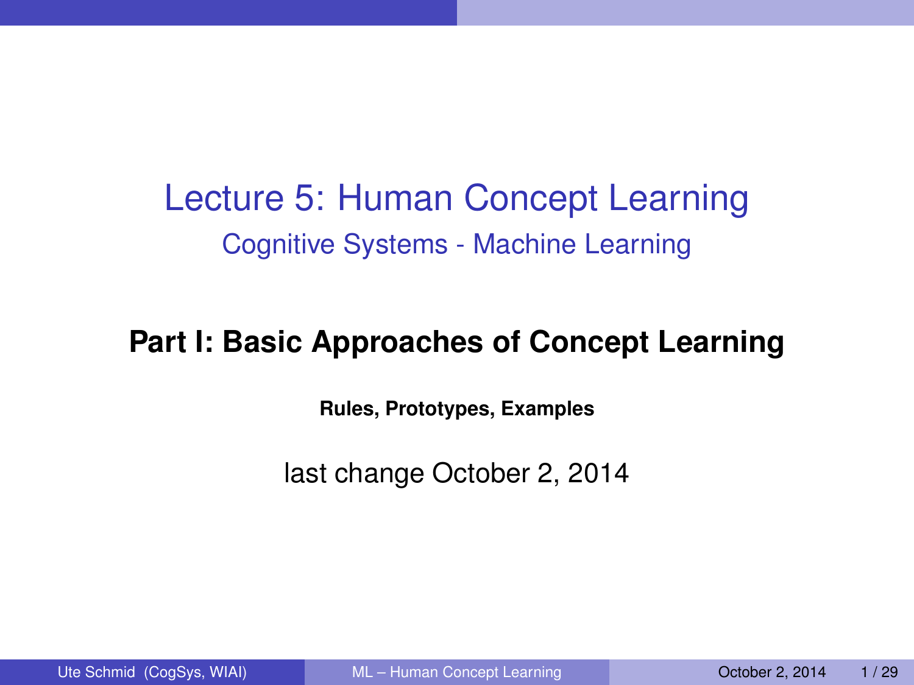# Lecture 5: Human Concept Learning

## Cognitive Systems - Machine Learning

**Part I: Basic Approaches of Concept Learning**

**Rules, Prototypes, Examples**

last change October 2, 2014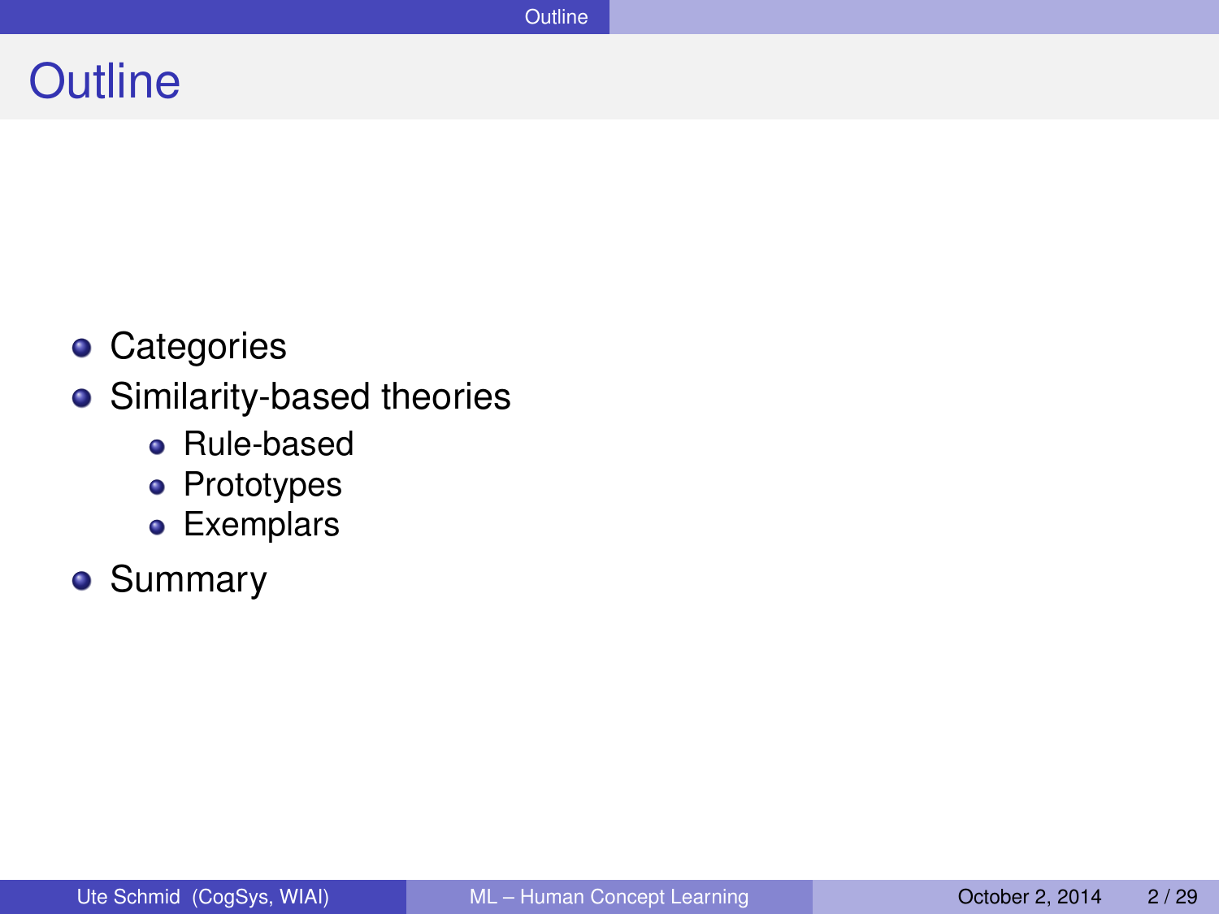# Outline

- Categories
- Similarity-based theories
  - Rule-based
  - Prototypes
  - Exemplars
- Summary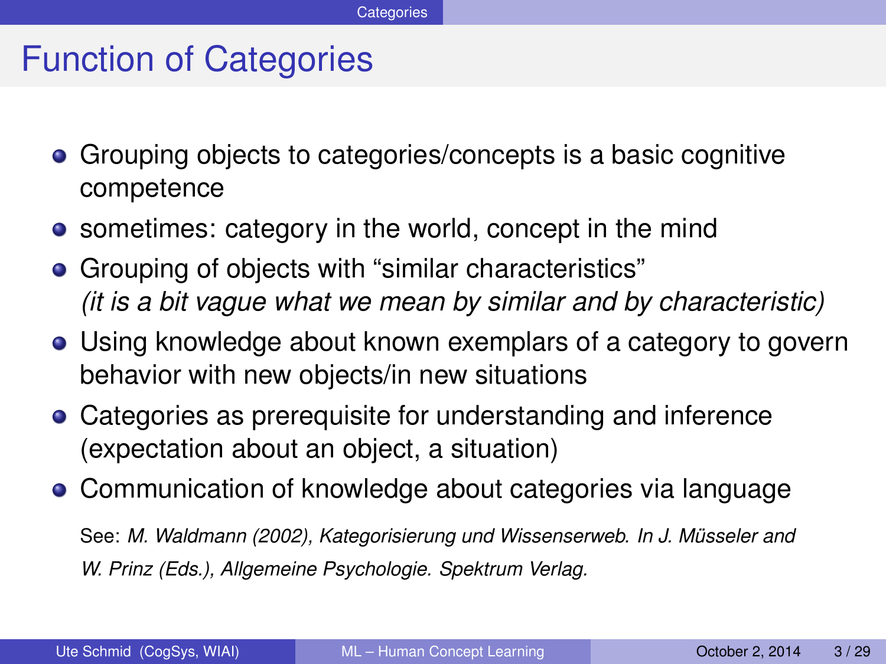# Function of Categories

- Grouping objects to categories/concepts is a basic cognitive competence
- sometimes: category in the world, concept in the mind
- Grouping of objects with "similar characteristics"
  *(it is a bit vague what we mean by similar and by characteristic)*
- Using knowledge about known exemplars of a category to govern behavior with new objects/in new situations
- Categories as prerequisite for understanding and inference (expectation about an object, a situation)
- Communication of knowledge about categories via language

  See: *M. Waldmann (2002), Kategorisierung und Wissenserweb. In J. Müsseler and W. Prinz (Eds.), Allgemeine Psychologie. Spektrum Verlag.*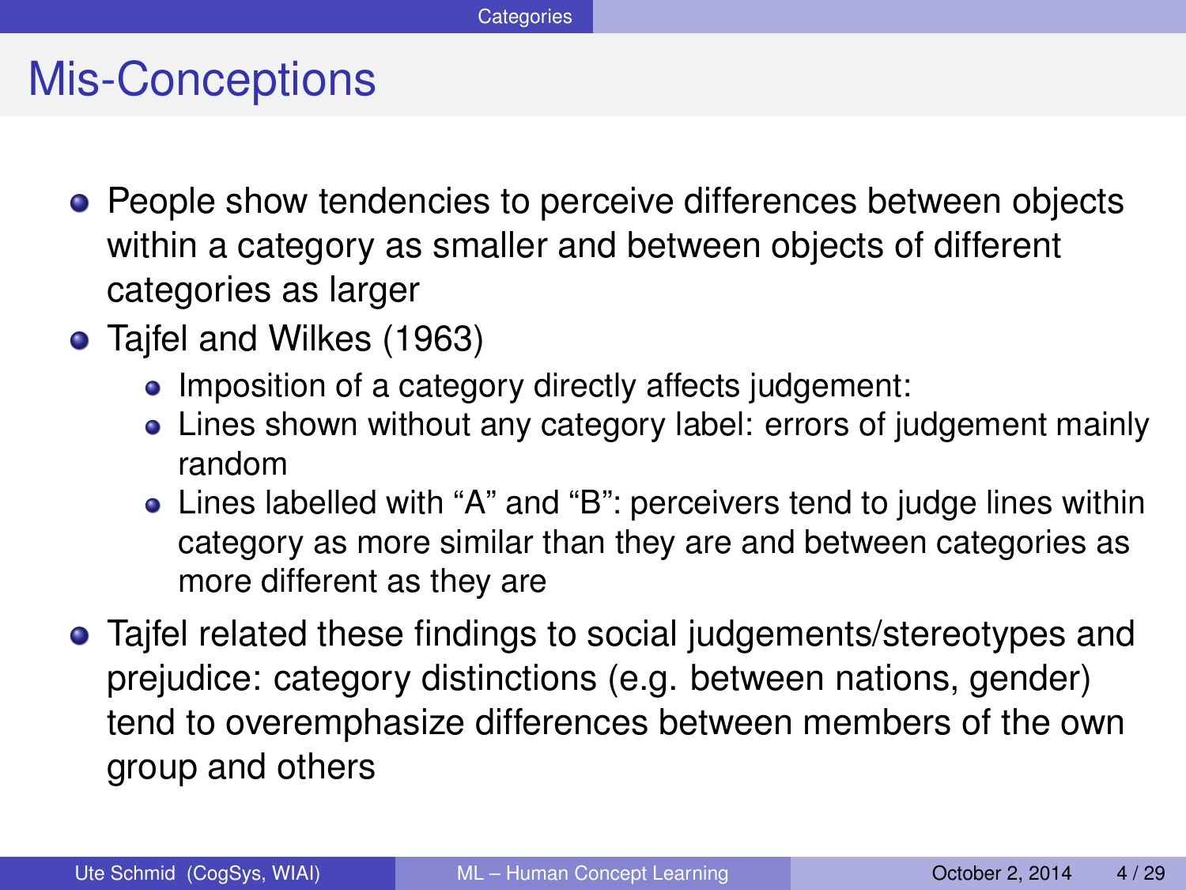# Mis-Conceptions

- People show tendencies to perceive differences between objects within a category as smaller and between objects of different categories as larger
- Tajfel and Wilkes (1963)
  - Imposition of a category directly affects judgement:
  - Lines shown without any category label: errors of judgement mainly random
  - Lines labelled with “A” and “B”: perceivers tend to judge lines within category as more similar than they are and between categories as more different as they are
- Tajfel related these findings to social judgements/stereotypes and prejudice: category distinctions (e.g. between nations, gender) tend to overemphasize differences between members of the own group and others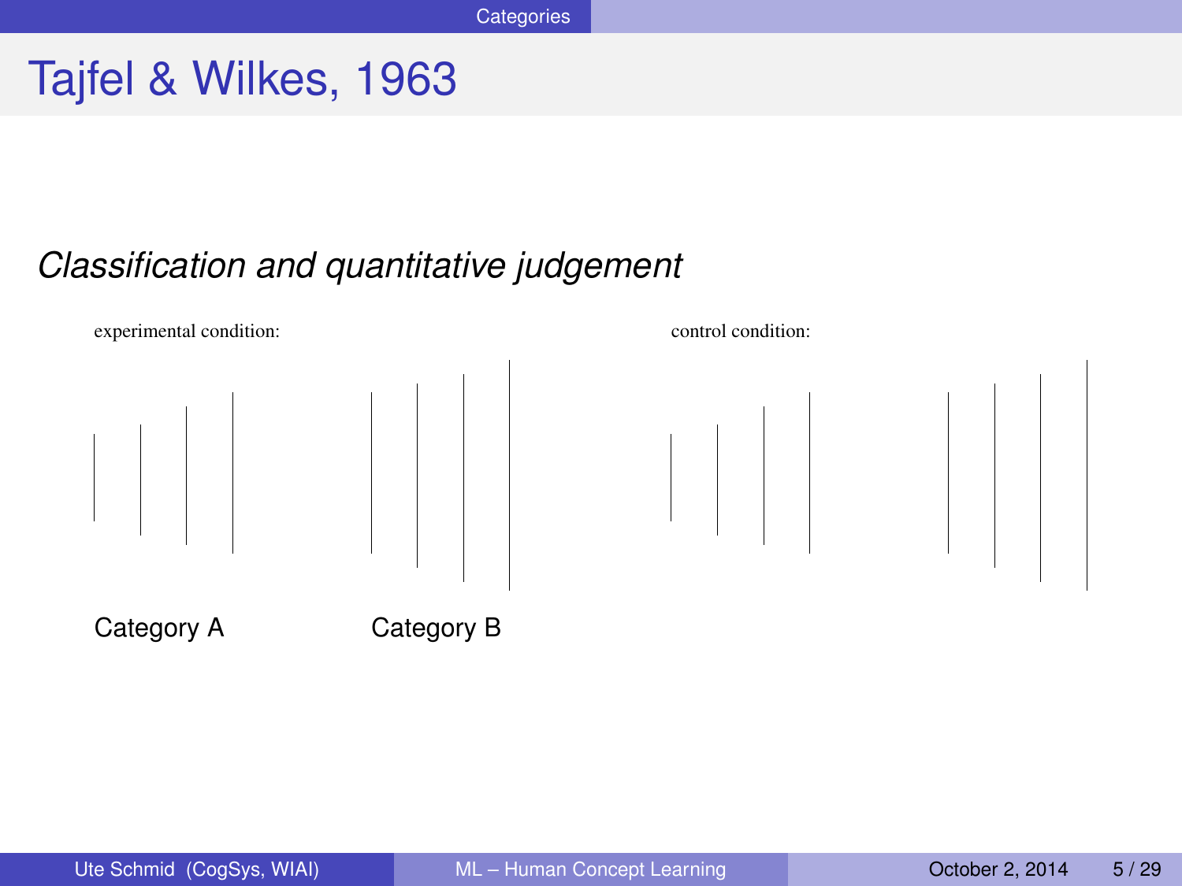# Tajfel & Wilkes, 1963

*Classification and quantitative judgement*

experimental condition:

Category A

Category B

control condition: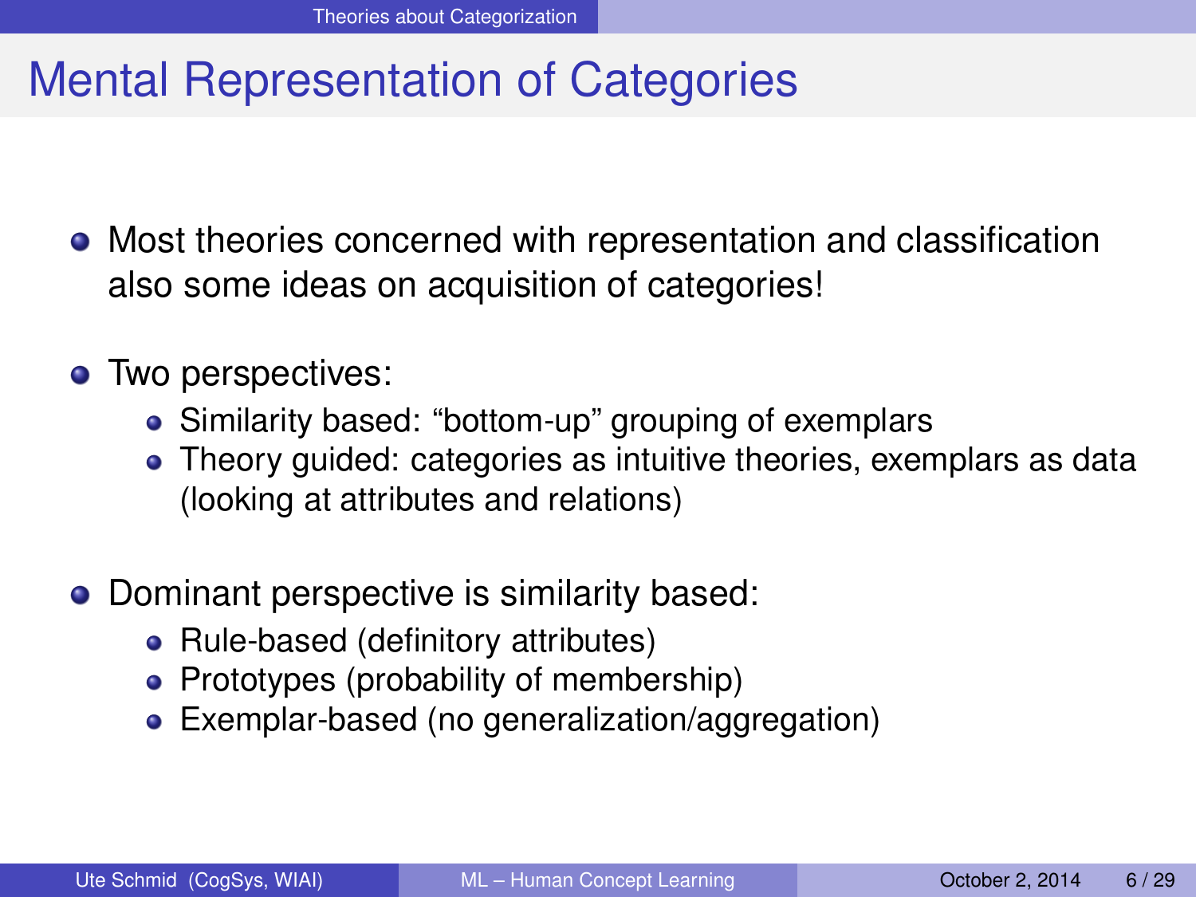# Mental Representation of Categories

- Most theories concerned with representation and classification also some ideas on acquisition of categories!
- Two perspectives:
  - Similarity based: “bottom-up” grouping of exemplars
  - Theory guided: categories as intuitive theories, exemplars as data (looking at attributes and relations)
- Dominant perspective is similarity based:
  - Rule-based (definitory attributes)
  - Prototypes (probability of membership)
  - Exemplar-based (no generalization/aggregation)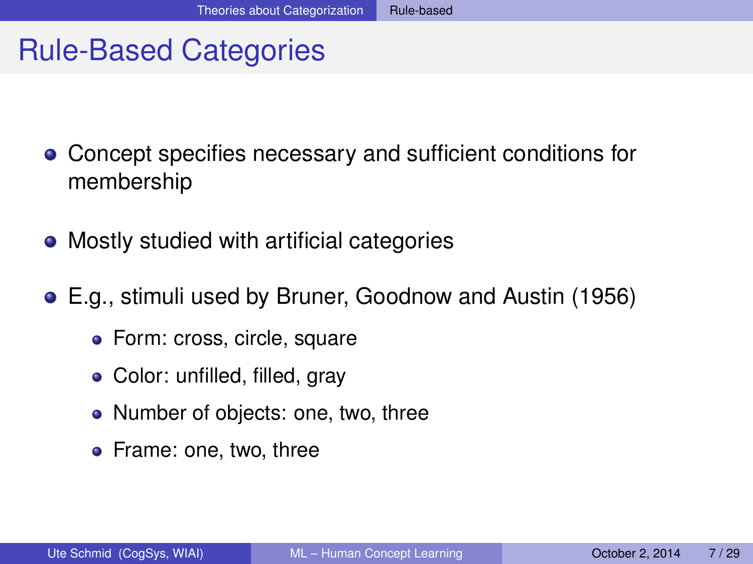# Rule-Based Categories

- Concept specifies necessary and sufficient conditions for membership
- Mostly studied with artificial categories
- E.g., stimuli used by Bruner, Goodnow and Austin (1956)
  - Form: cross, circle, square
  - Color: unfilled, filled, gray
  - Number of objects: one, two, three
  - Frame: one, two, three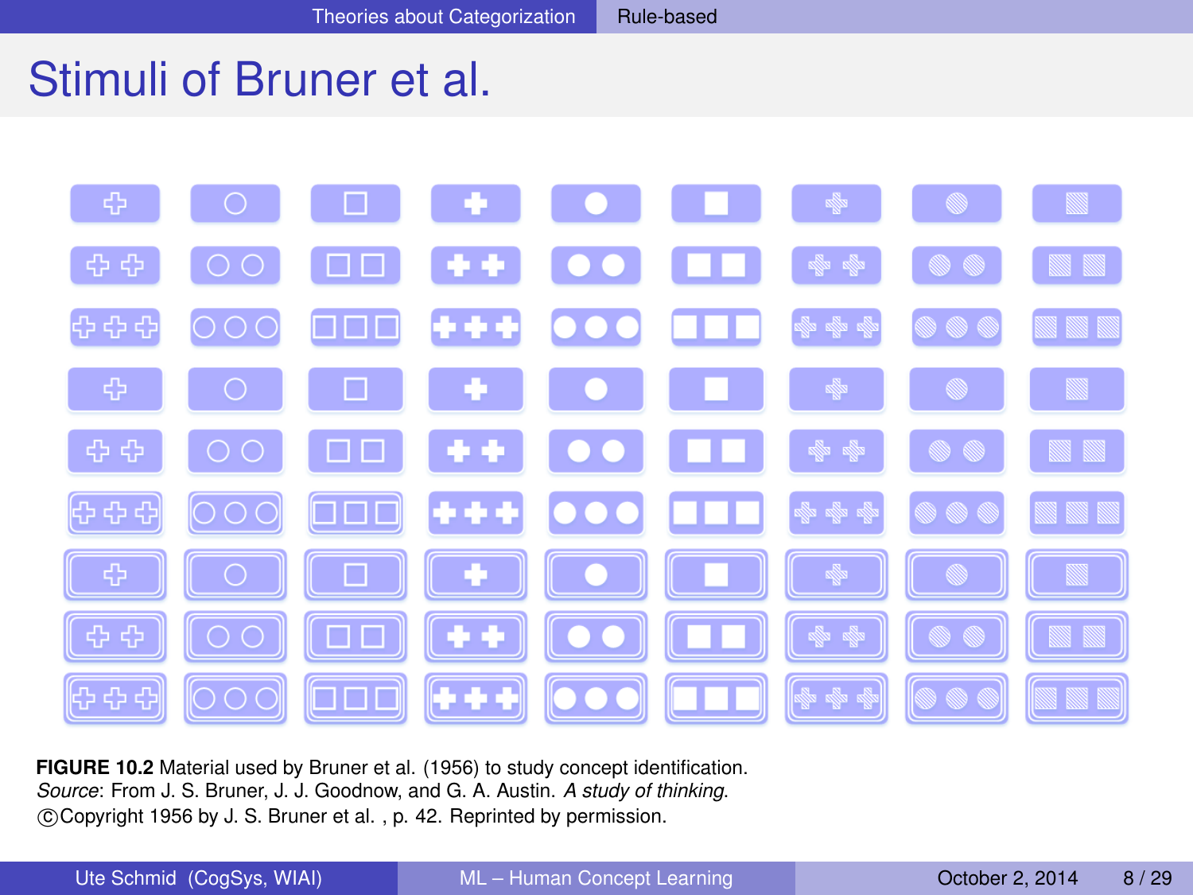# Stimuli of Bruner et al.

**FIGURE 10.2** Material used by Bruner et al. (1956) to study concept identification.
*Source*: From J. S. Bruner, J. J. Goodnow, and G. A. Austin. *A study of thinking*.
©Copyright 1956 by J. S. Bruner et al. , p. 42. Reprinted by permission.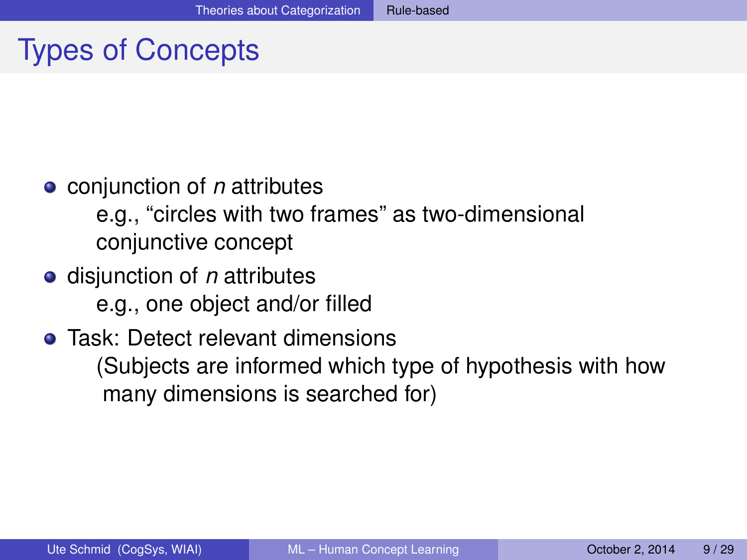# Types of Concepts

- conjunction of *n* attributes
  e.g., "circles with two frames" as two-dimensional conjunctive concept
- disjunction of *n* attributes
  e.g., one object and/or filled
- Task: Detect relevant dimensions
  (Subjects are informed which type of hypothesis with how many dimensions is searched for)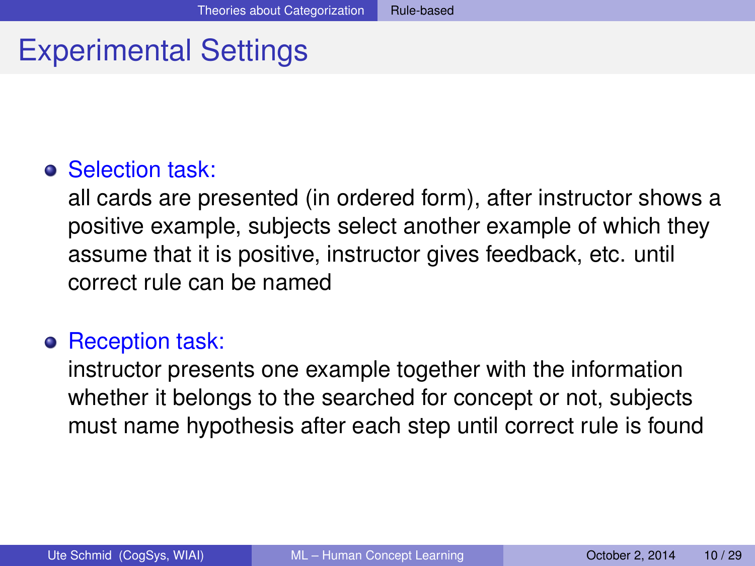# Experimental Settings

- **Selection task:**
  all cards are presented (in ordered form), after instructor shows a positive example, subjects select another example of which they assume that it is positive, instructor gives feedback, etc. until correct rule can be named

- **Reception task:**
  instructor presents one example together with the information whether it belongs to the searched for concept or not, subjects must name hypothesis after each step until correct rule is found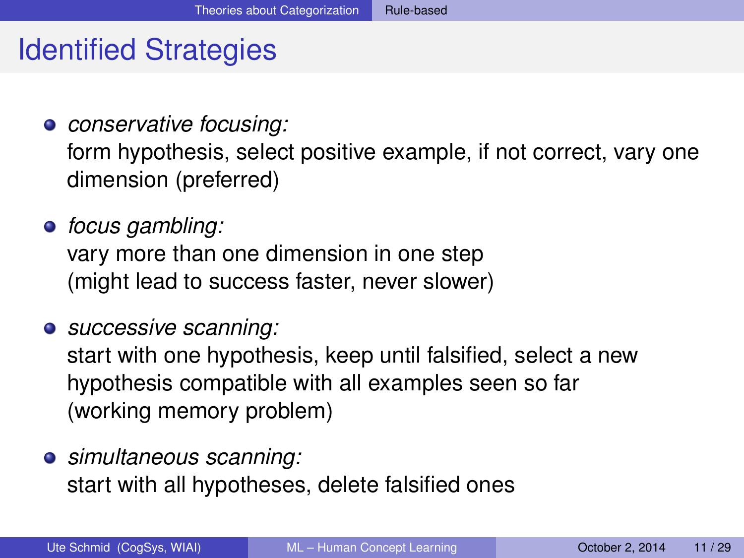# Identified Strategies

- *conservative focusing:*
  form hypothesis, select positive example, if not correct, vary one dimension (preferred)
- *focus gambling:*
  vary more than one dimension in one step
  (might lead to success faster, never slower)
- *successive scanning:*
  start with one hypothesis, keep until falsified, select a new hypothesis compatible with all examples seen so far
  (working memory problem)
- *simultaneous scanning:*
  start with all hypotheses, delete falsified ones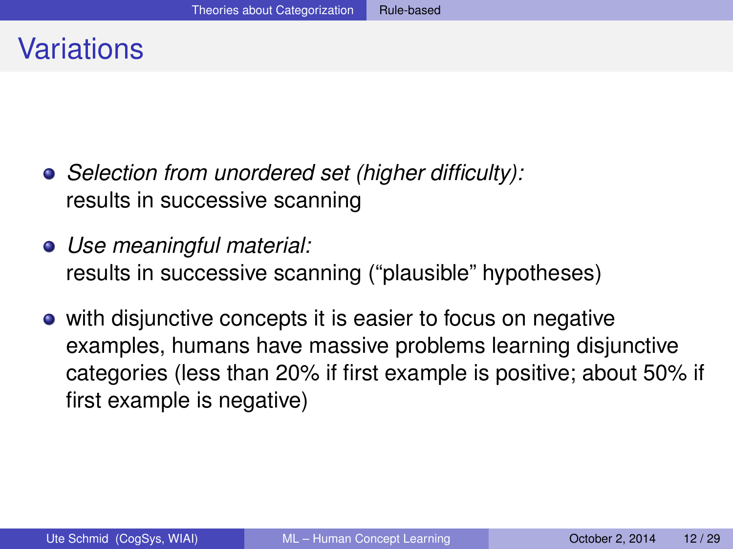# Variations

- *Selection from unordered set (higher difficulty):*
  results in successive scanning
- *Use meaningful material:*
  results in successive scanning ("plausible" hypotheses)
- with disjunctive concepts it is easier to focus on negative examples, humans have massive problems learning disjunctive categories (less than 20% if first example is positive; about 50% if first example is negative)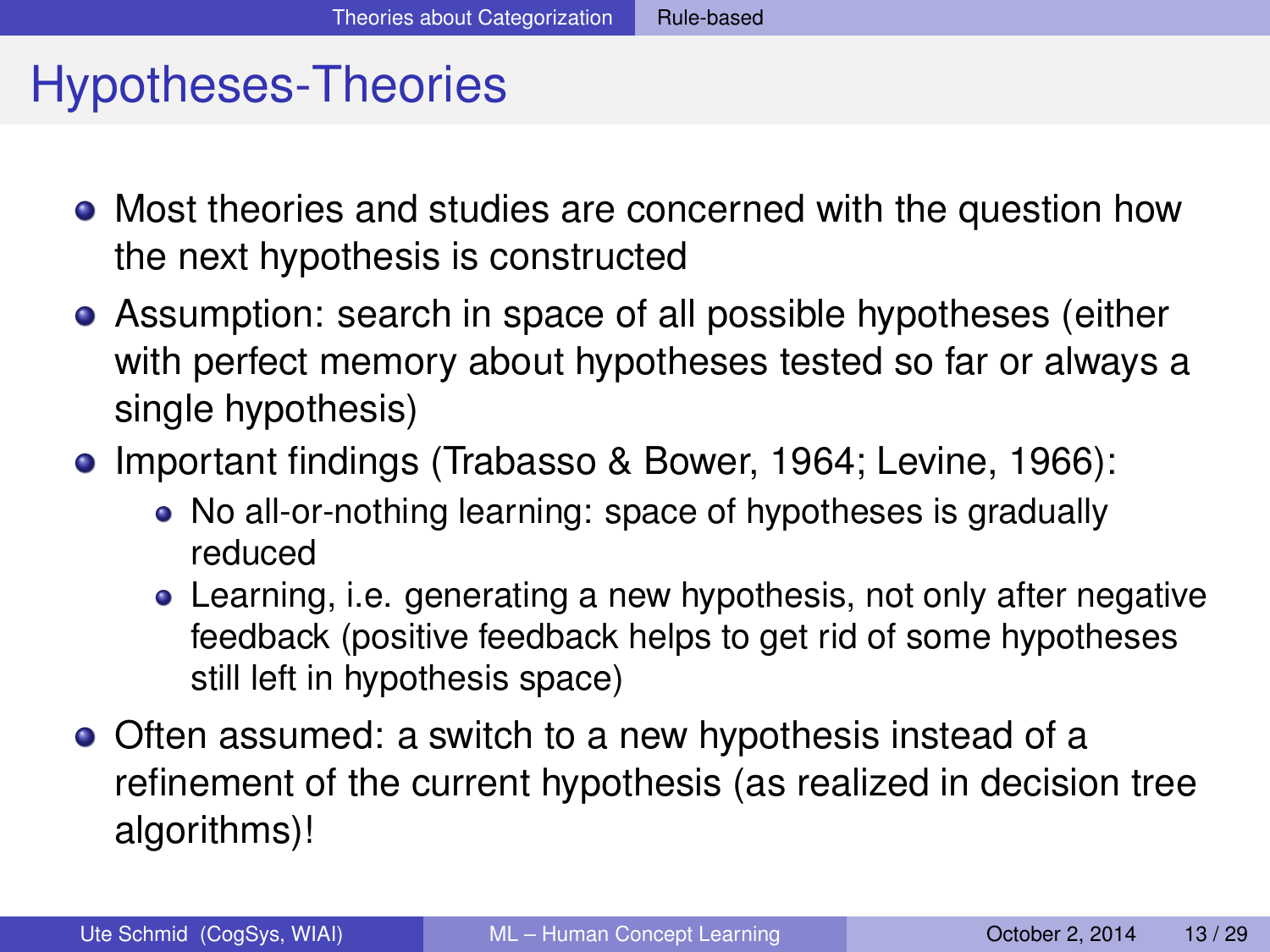# Hypotheses-Theories

- Most theories and studies are concerned with the question how the next hypothesis is constructed
- Assumption: search in space of all possible hypotheses (either with perfect memory about hypotheses tested so far or always a single hypothesis)
- Important findings (Trabasso & Bower, 1964; Levine, 1966):
  - No all-or-nothing learning: space of hypotheses is gradually reduced
  - Learning, i.e. generating a new hypothesis, not only after negative feedback (positive feedback helps to get rid of some hypotheses still left in hypothesis space)
- Often assumed: a switch to a new hypothesis instead of a refinement of the current hypothesis (as realized in decision tree algorithms)!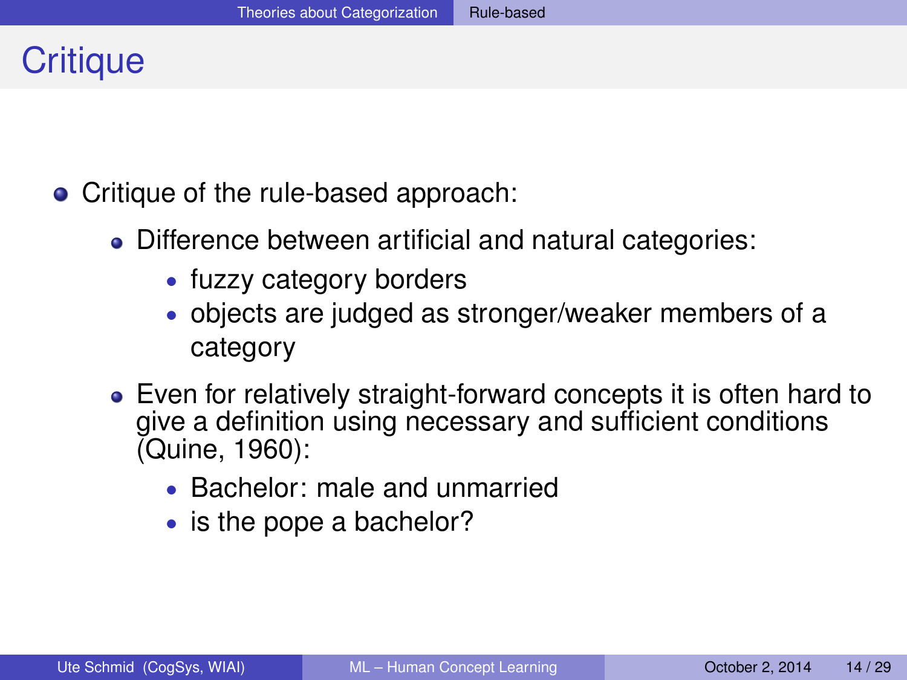# Critique

- Critique of the rule-based approach:
  - Difference between artificial and natural categories:
    - fuzzy category borders
    - objects are judged as stronger/weaker members of a category
  - Even for relatively straight-forward concepts it is often hard to give a definition using necessary and sufficient conditions (Quine, 1960):
    - Bachelor: male and unmarried
    - is the pope a bachelor?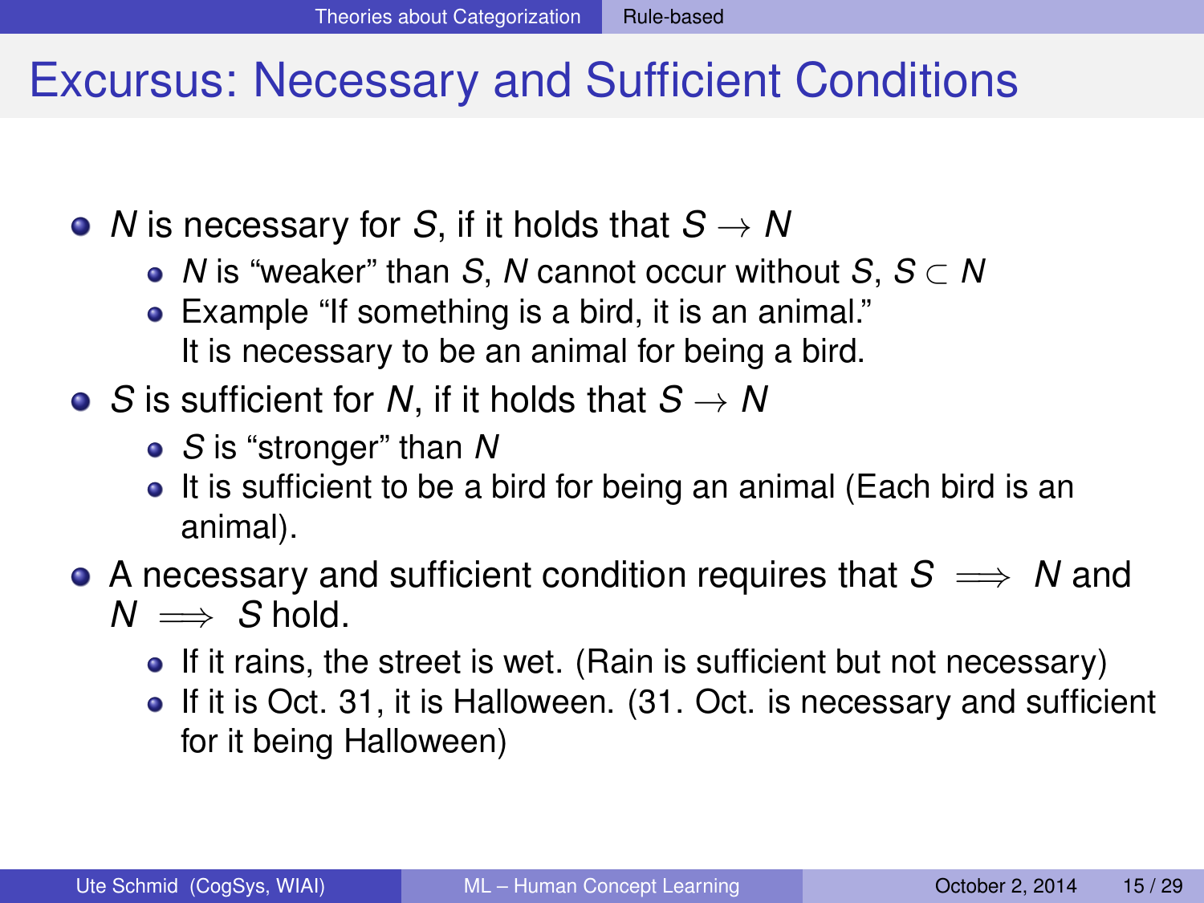# Excursus: Necessary and Sufficient Conditions

- $N$ is necessary for $S$, if it holds that $S \rightarrow N$
  - $N$ is "weaker" than $S$, $N$ cannot occur without $S$, $S \subset N$
  - Example "If something is a bird, it is an animal."
    It is necessary to be an animal for being a bird.
- $S$ is sufficient for $N$, if it holds that $S \rightarrow N$
  - $S$ is "stronger" than $N$
  - It is sufficient to be a bird for being an animal (Each bird is an animal).
- A necessary and sufficient condition requires that $S \implies N$ and $N \implies S$ hold.
  - If it rains, the street is wet. (Rain is sufficient but not necessary)
  - If it is Oct. 31, it is Halloween. (31. Oct. is necessary and sufficient for it being Halloween)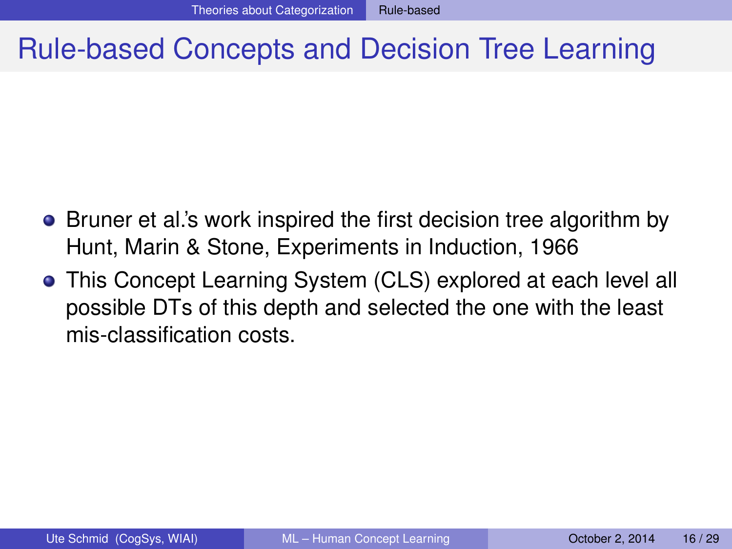# Rule-based Concepts and Decision Tree Learning

- Bruner et al.'s work inspired the first decision tree algorithm by Hunt, Marin & Stone, Experiments in Induction, 1966
- This Concept Learning System (CLS) explored at each level all possible DTs of this depth and selected the one with the least mis-classification costs.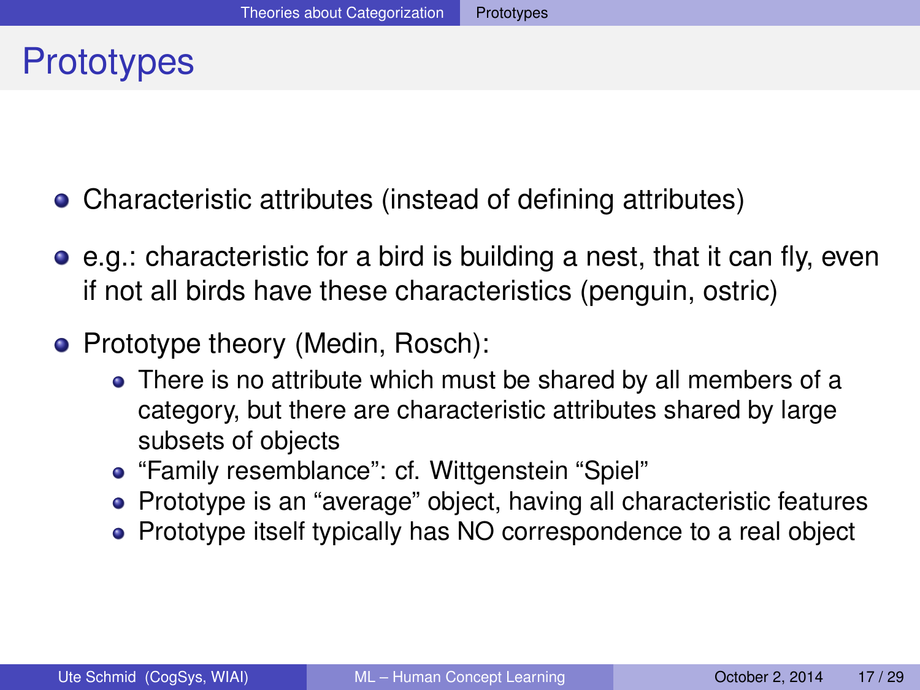# Prototypes

- Characteristic attributes (instead of defining attributes)
- e.g.: characteristic for a bird is building a nest, that it can fly, even if not all birds have these characteristics (penguin, ostric)
- Prototype theory (Medin, Rosch):
  - There is no attribute which must be shared by all members of a category, but there are characteristic attributes shared by large subsets of objects
  - “Family resemblance”: cf. Wittgenstein “Spiel”
  - Prototype is an “average” object, having all characteristic features
  - Prototype itself typically has NO correspondence to a real object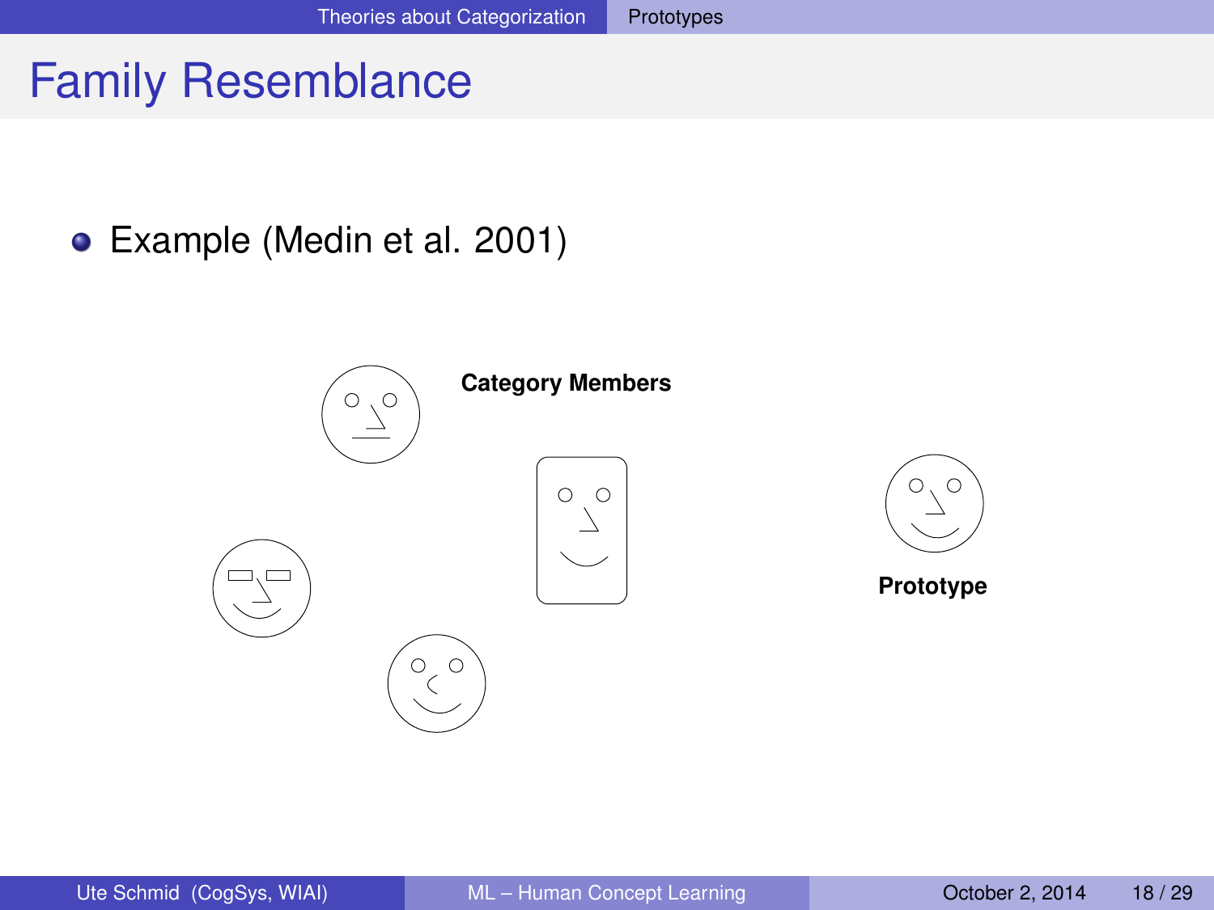# Family Resemblance

- Example (Medin et al. 2001)

**Category Members**

**Prototype**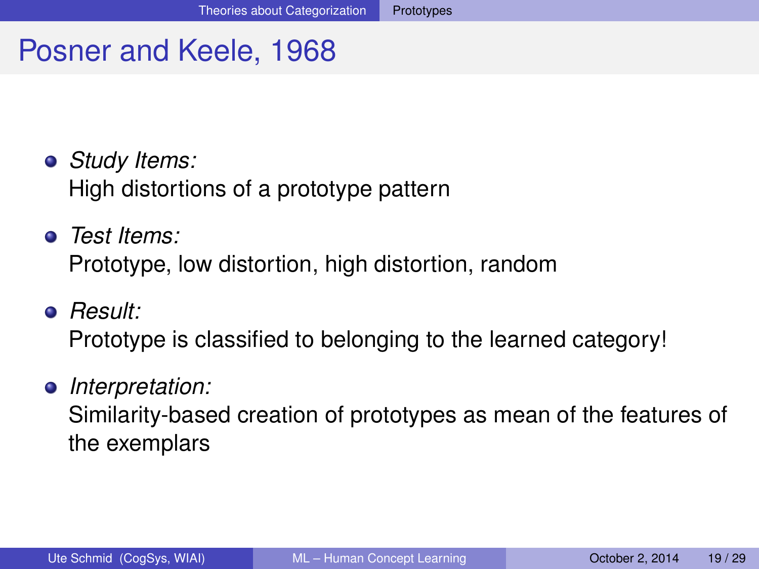# Posner and Keele, 1968

- *Study Items:*
  High distortions of a prototype pattern
- *Test Items:*
  Prototype, low distortion, high distortion, random
- *Result:*
  Prototype is classified to belonging to the learned category!
- *Interpretation:*
  Similarity-based creation of prototypes as mean of the features of the exemplars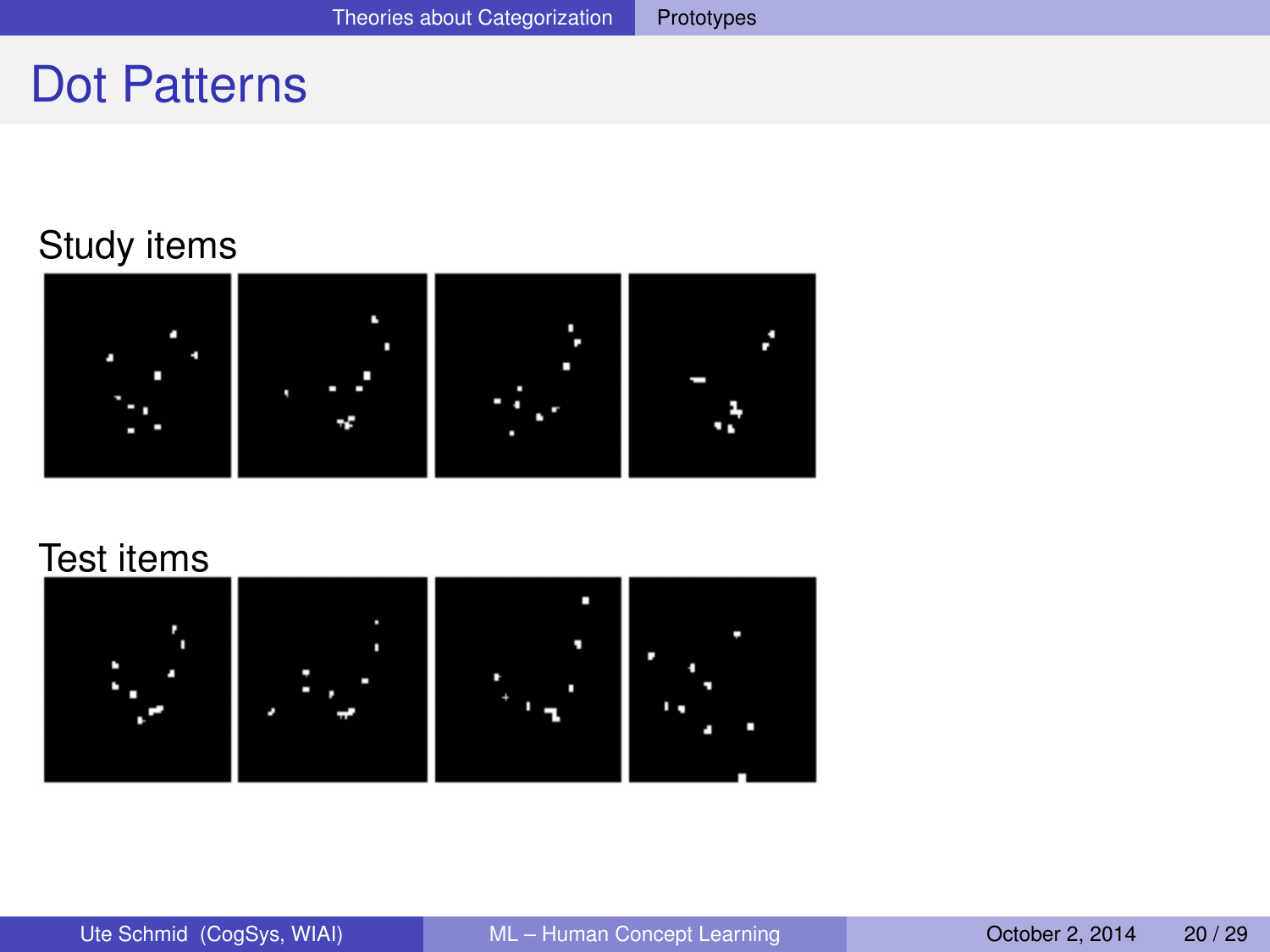# Dot Patterns

Study items

Test items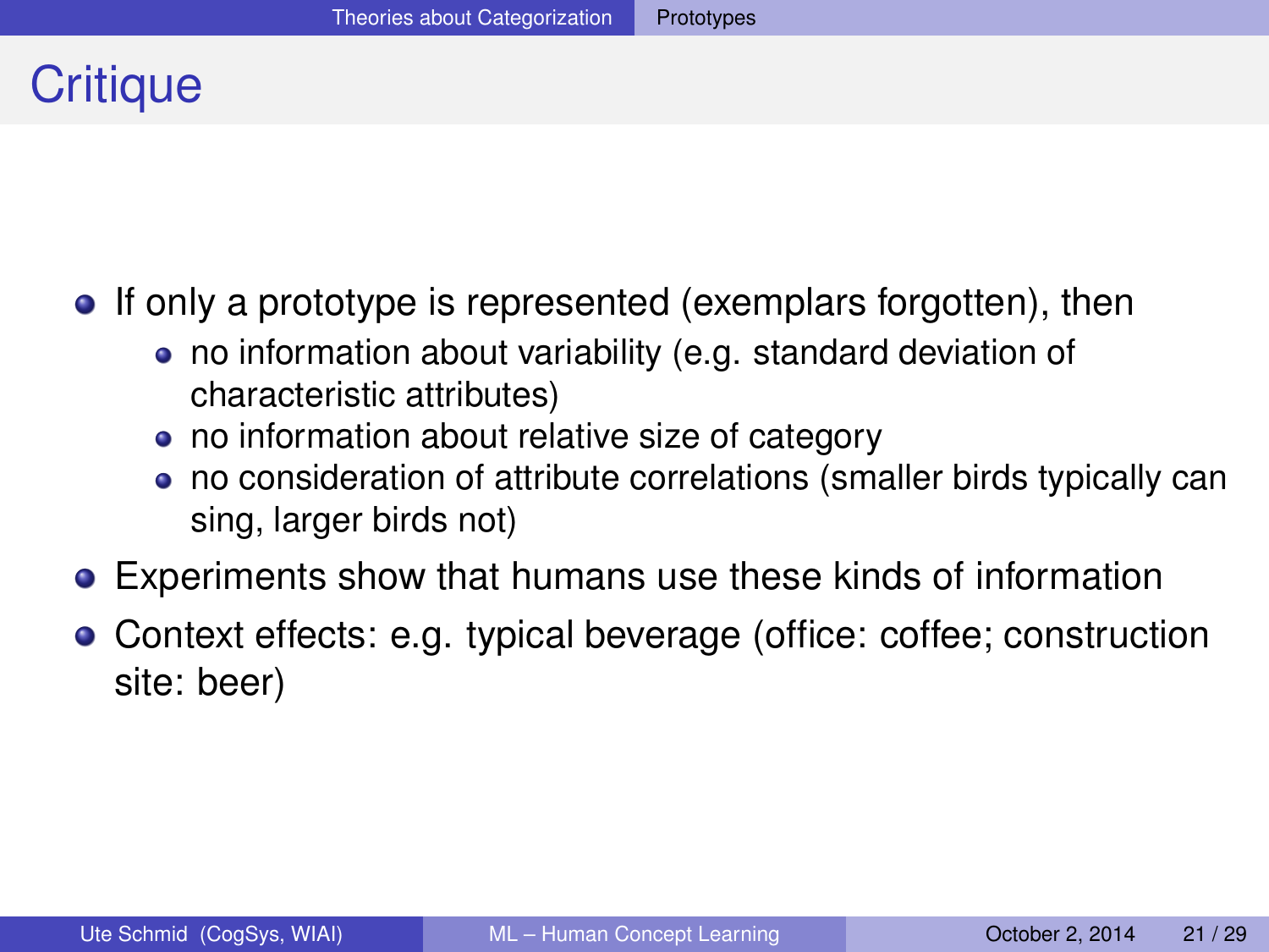# Critique

- If only a prototype is represented (exemplars forgotten), then
  - no information about variability (e.g. standard deviation of characteristic attributes)
  - no information about relative size of category
  - no consideration of attribute correlations (smaller birds typically can sing, larger birds not)
- Experiments show that humans use these kinds of information
- Context effects: e.g. typical beverage (office: coffee; construction site: beer)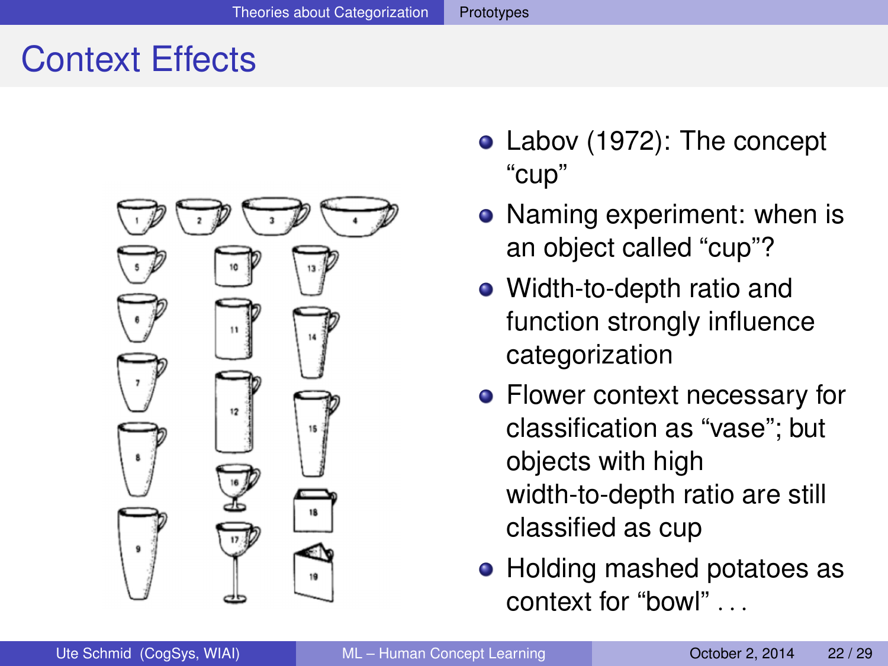## Context Effects

- Labov (1972): The concept "cup"
- Naming experiment: when is an object called "cup"?
- Width-to-depth ratio and function strongly influence categorization
- Flower context necessary for classification as "vase"; but objects with high width-to-depth ratio are still classified as cup
- Holding mashed potatoes as context for "bowl" . . .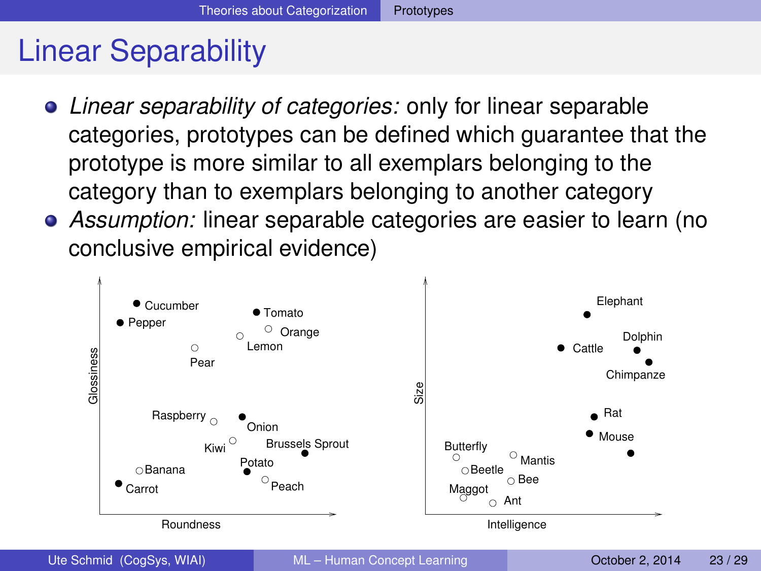# Linear Separability

- *Linear separability of categories:* only for linear separable categories, prototypes can be defined which guarantee that the prototype is more similar to all exemplars belonging to the category than to exemplars belonging to another category
- *Assumption:* linear separable categories are easier to learn (no conclusive empirical evidence)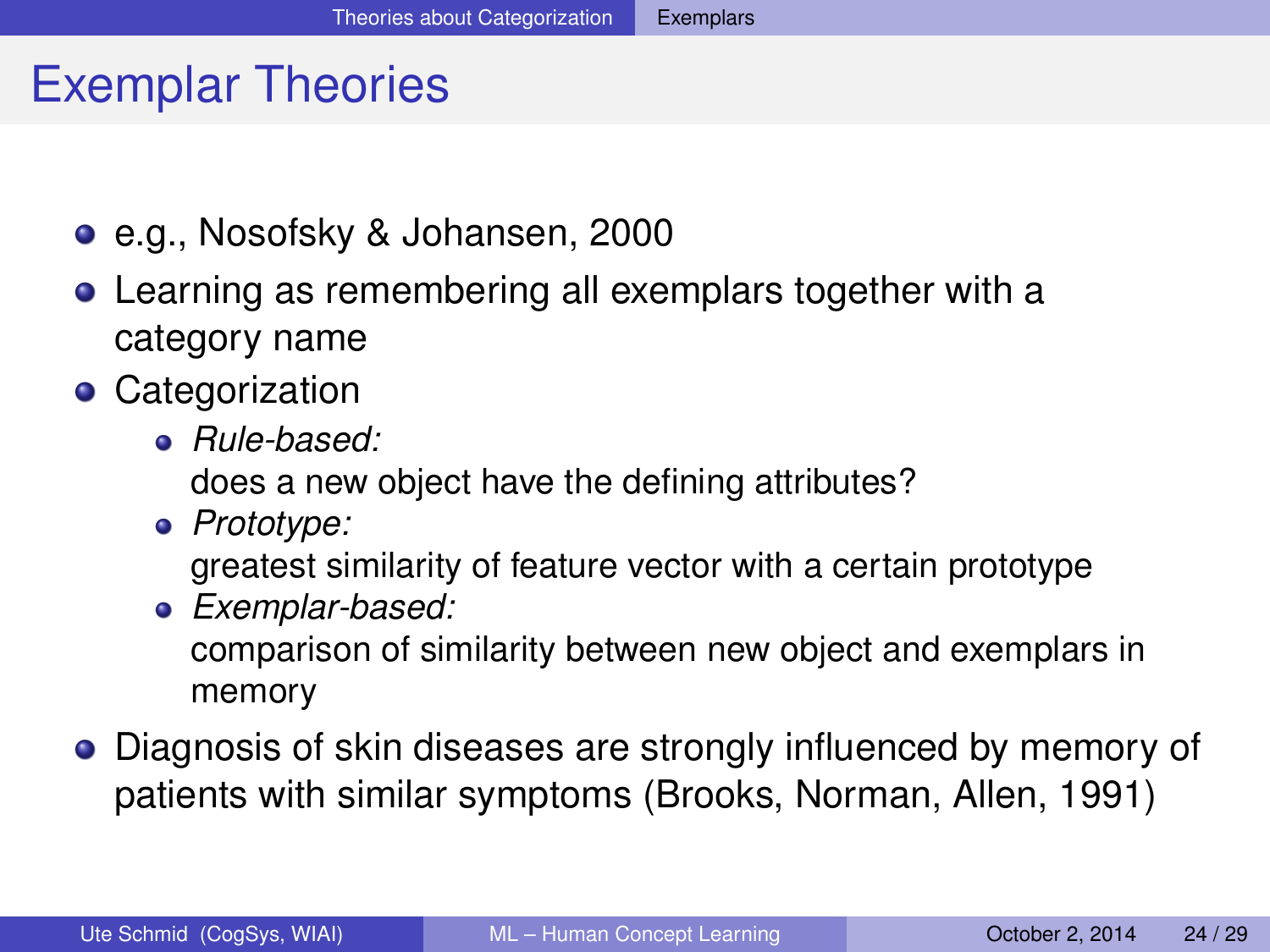# Exemplar Theories

- e.g., Nosofsky & Johansen, 2000
- Learning as remembering all exemplars together with a category name
- Categorization
  - *Rule-based:*
    does a new object have the defining attributes?
  - *Prototype:*
    greatest similarity of feature vector with a certain prototype
  - *Exemplar-based:*
    comparison of similarity between new object and exemplars in memory
- Diagnosis of skin diseases are strongly influenced by memory of patients with similar symptoms (Brooks, Norman, Allen, 1991)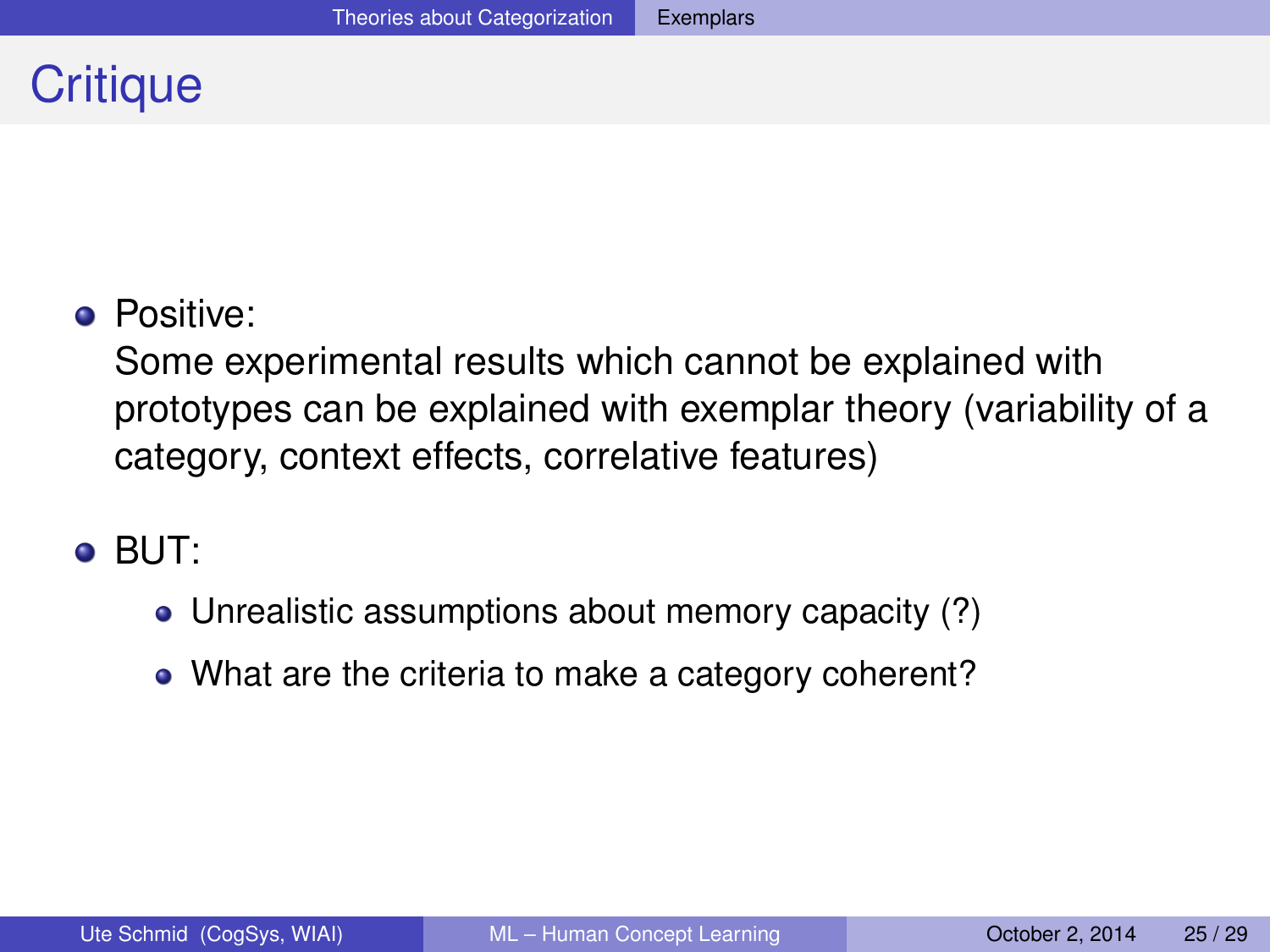# Critique

- Positive:
  Some experimental results which cannot be explained with prototypes can be explained with exemplar theory (variability of a category, context effects, correlative features)
- BUT:
  - Unrealistic assumptions about memory capacity (?)
  - What are the criteria to make a category coherent?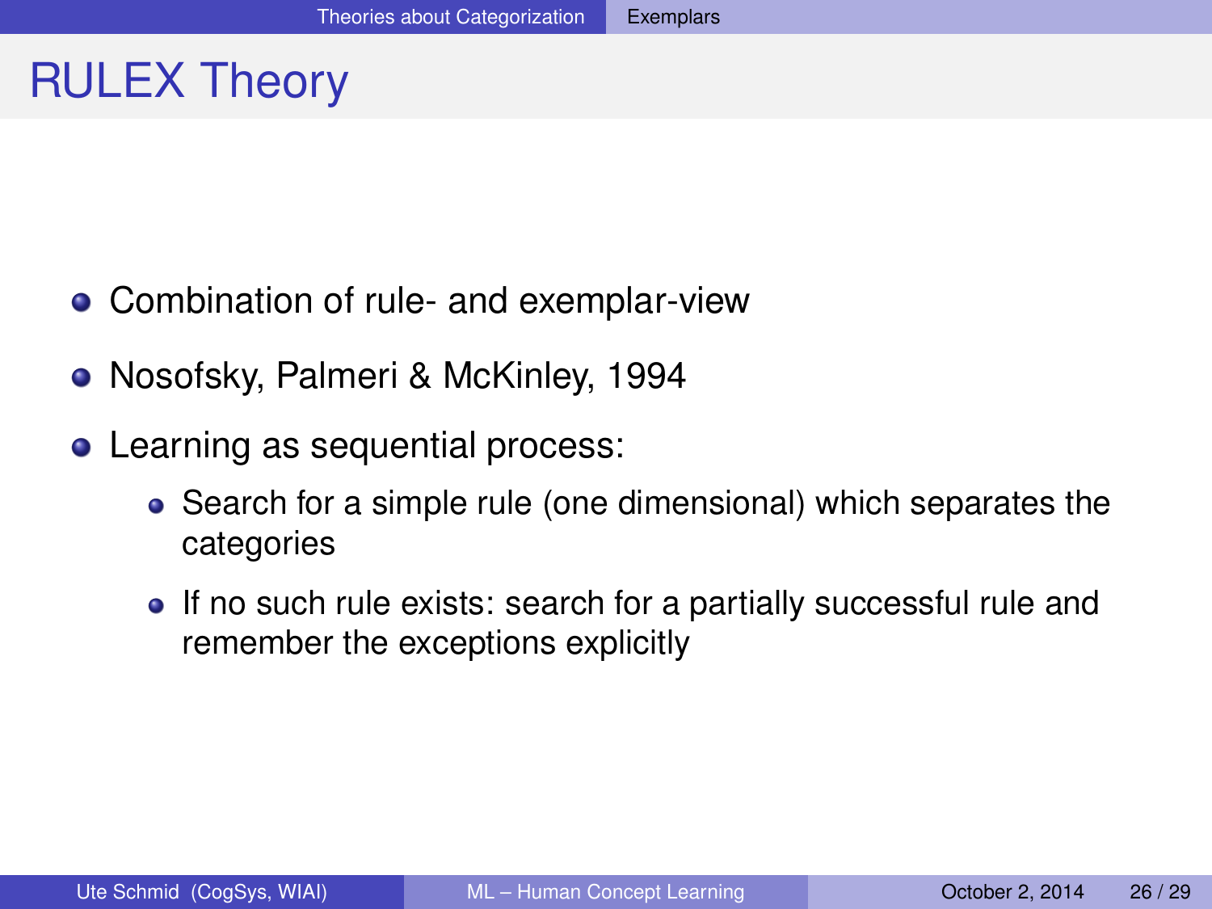# RULEX Theory

- Combination of rule- and exemplar-view
- Nosofsky, Palmeri & McKinley, 1994
- Learning as sequential process:
  - Search for a simple rule (one dimensional) which separates the categories
  - If no such rule exists: search for a partially successful rule and remember the exceptions explicitly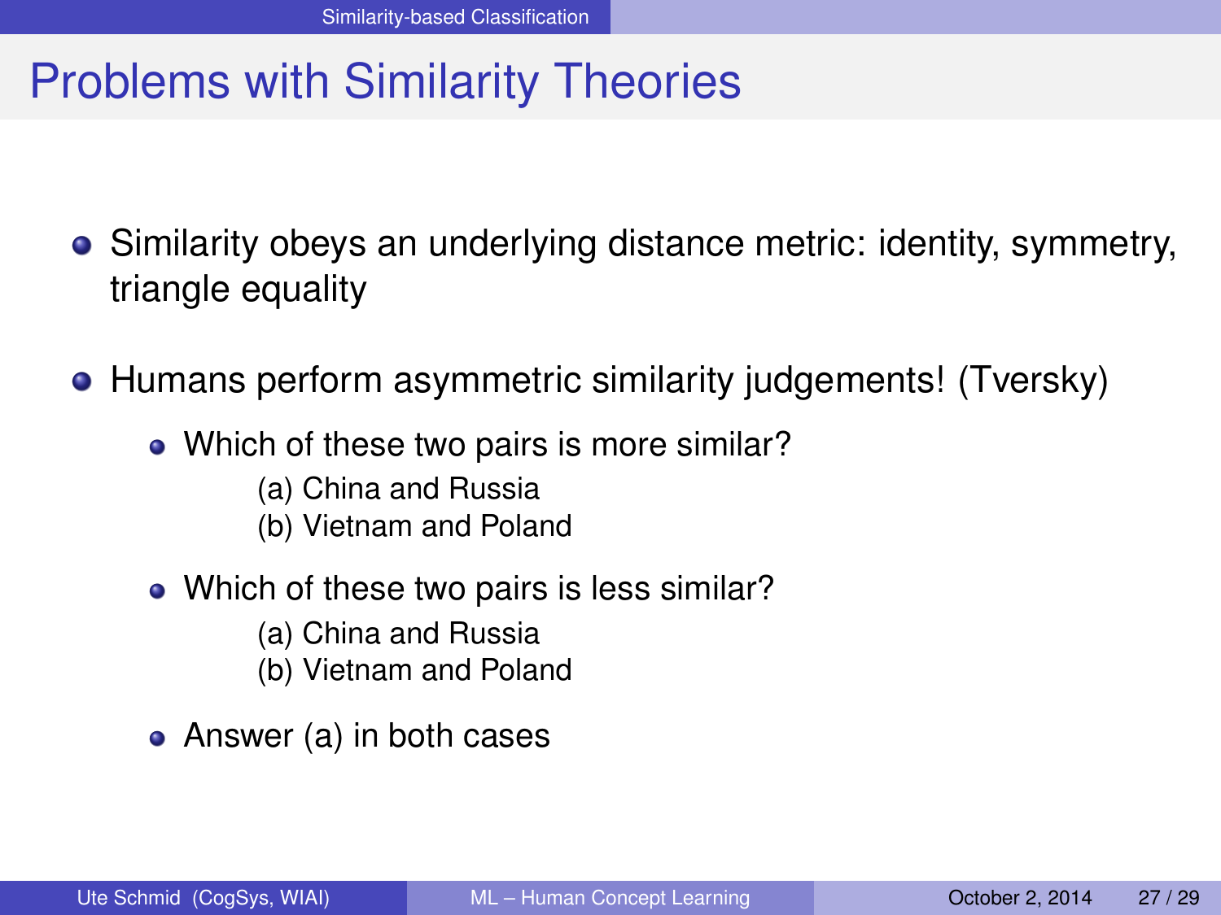# Problems with Similarity Theories

- Similarity obeys an underlying distance metric: identity, symmetry, triangle equality
- Humans perform asymmetric similarity judgements! (Tversky)
  - Which of these two pairs is more similar?
    - (a) China and Russia
    - (b) Vietnam and Poland
  - Which of these two pairs is less similar?
    - (a) China and Russia
    - (b) Vietnam and Poland
  - Answer (a) in both cases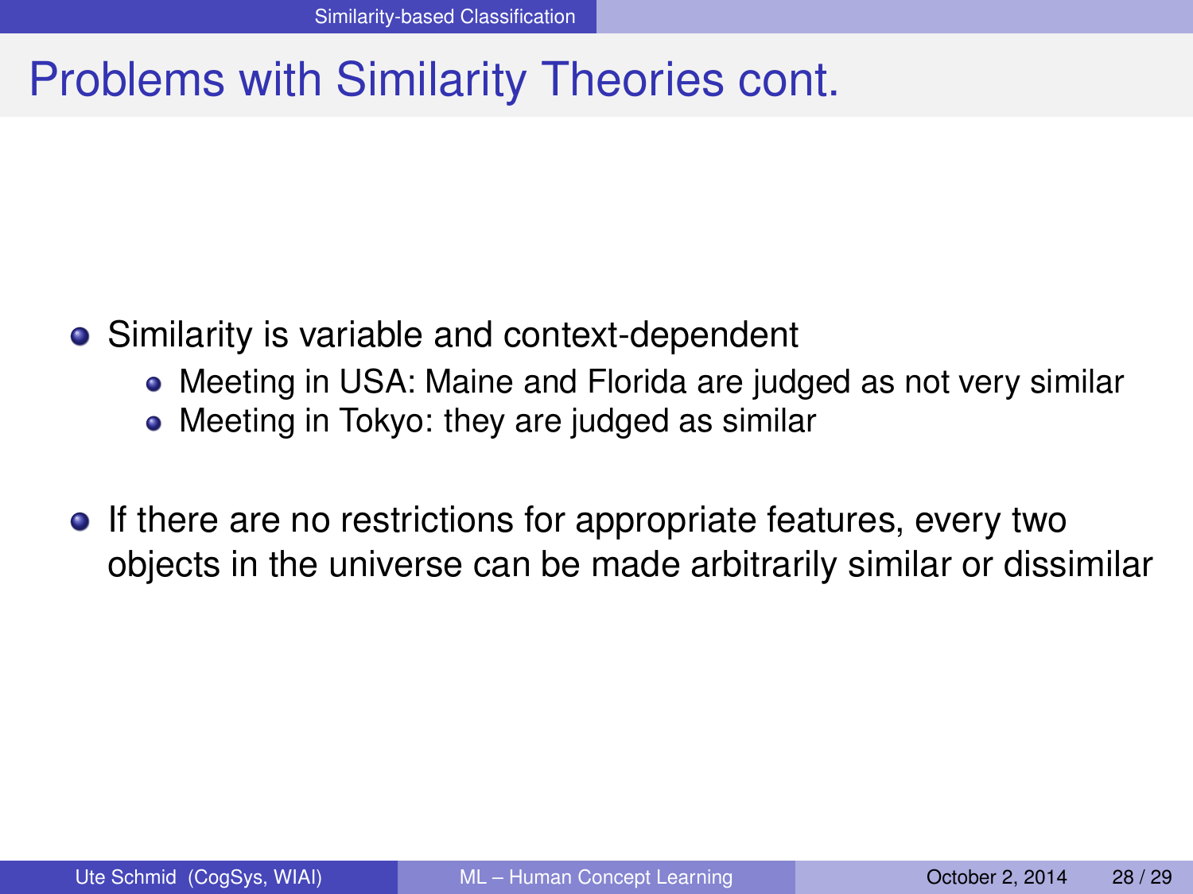# Problems with Similarity Theories cont.

- Similarity is variable and context-dependent
  - Meeting in USA: Maine and Florida are judged as not very similar
  - Meeting in Tokyo: they are judged as similar
- If there are no restrictions for appropriate features, every two objects in the universe can be made arbitrarily similar or dissimilar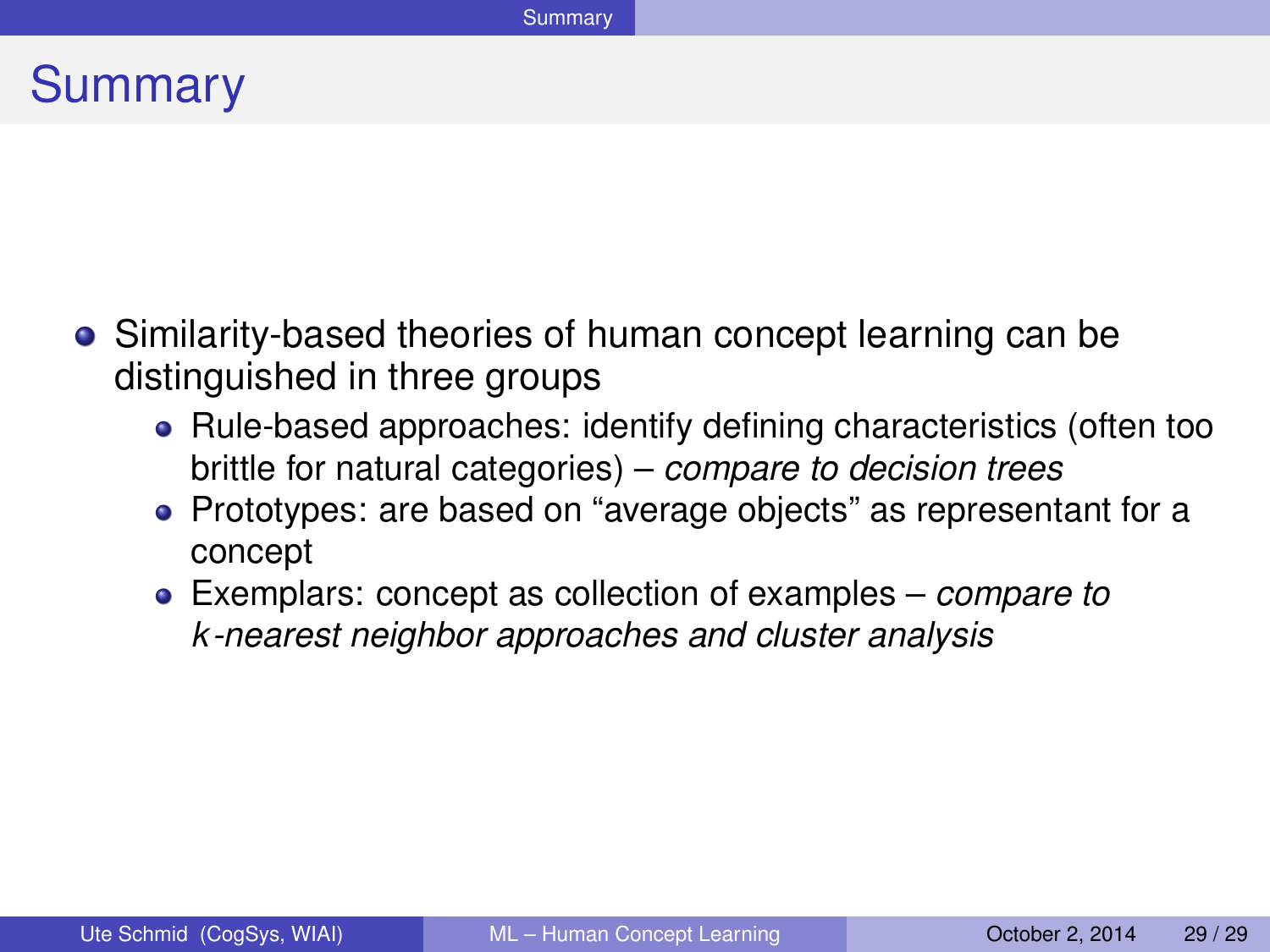# Summary

- Similarity-based theories of human concept learning can be distinguished in three groups
  - Rule-based approaches: identify defining characteristics (often too brittle for natural categories) – *compare to decision trees*
  - Prototypes: are based on “average objects” as representant for a concept
  - Exemplars: concept as collection of examples – *compare to $k$-nearest neighbor approaches and cluster analysis*